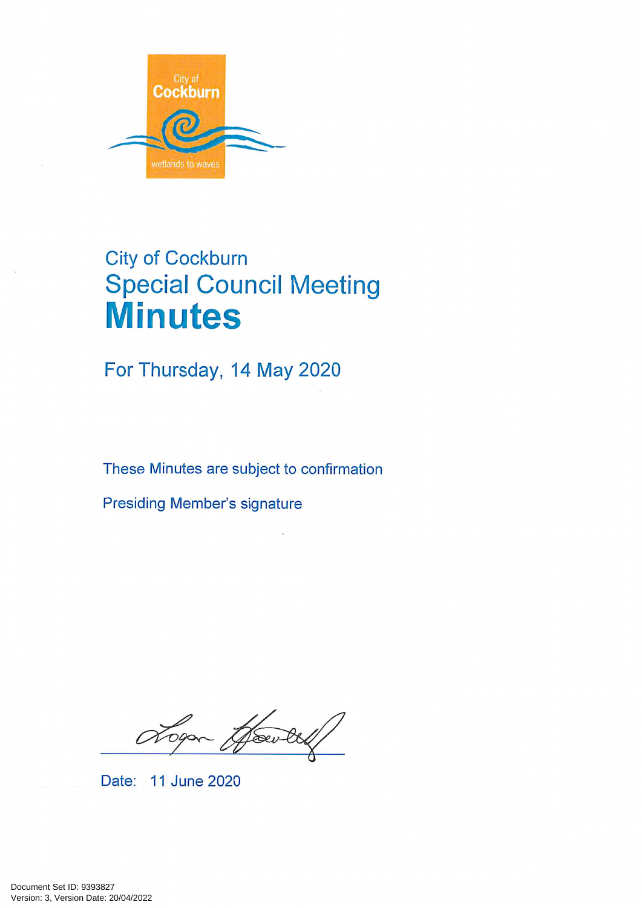City of Cockburn

wetlands to waves

# City of Cockburn
# Special Council Meeting
# **Minutes**

## For Thursday, 14 May 2020

These Minutes are subject to confirmation

Presiding Member's signature

Date: 11 June 2020

Document Set ID: 9393827
Version: 3, Version Date: 20/04/2022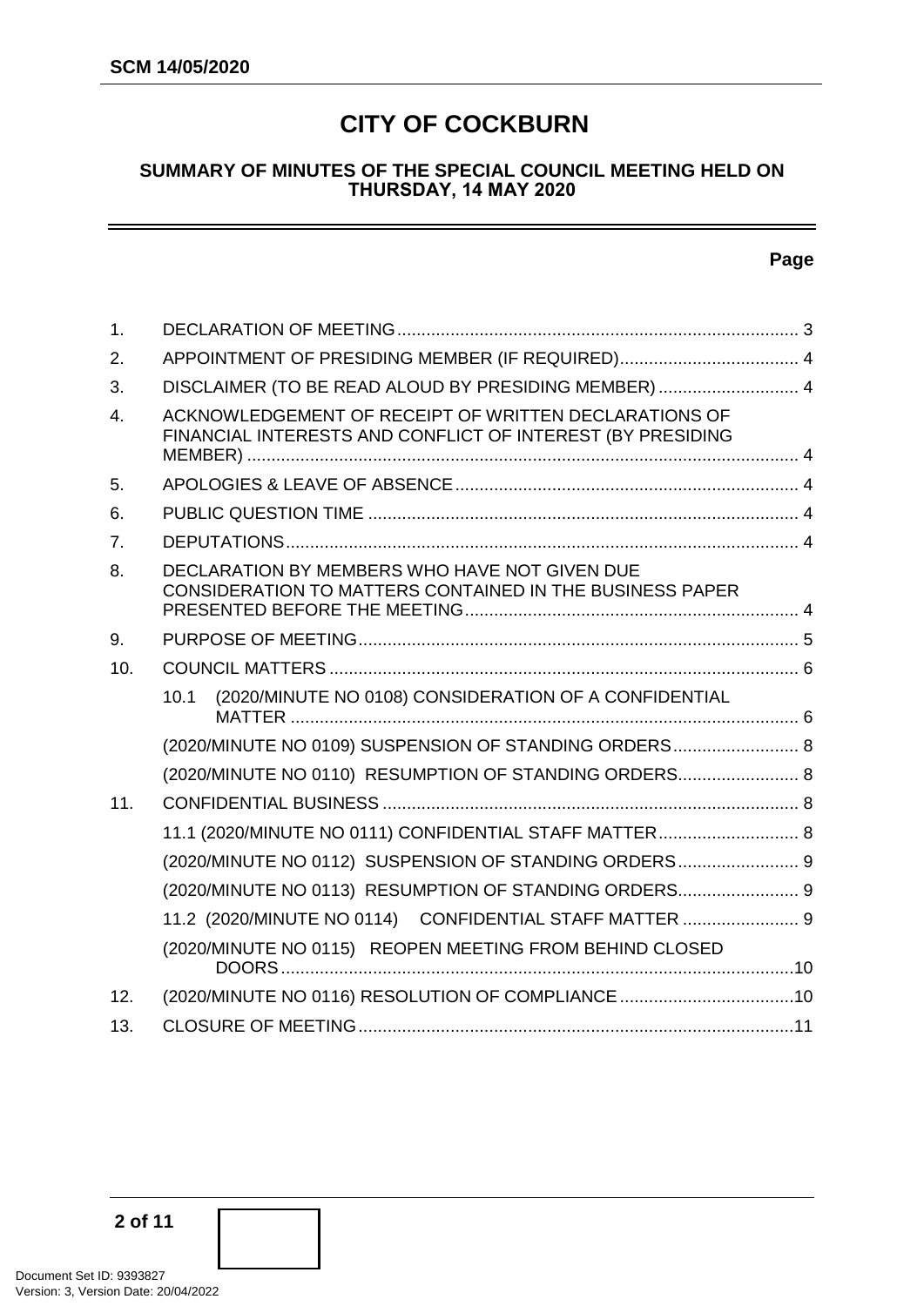# CITY OF COCKBURN

## SUMMARY OF MINUTES OF THE SPECIAL COUNCIL MEETING HELD ON THURSDAY, 14 MAY 2020

| | | Page |
|---|---|---|
| 1. | DECLARATION OF MEETING | 3 |
| 2. | APPOINTMENT OF PRESIDING MEMBER (IF REQUIRED) | 4 |
| 3. | DISCLAIMER (TO BE READ ALOUD BY PRESIDING MEMBER) | 4 |
| 4. | ACKNOWLEDGEMENT OF RECEIPT OF WRITTEN DECLARATIONS OF FINANCIAL INTERESTS AND CONFLICT OF INTEREST (BY PRESIDING MEMBER) | 4 |
| 5. | APOLOGIES & LEAVE OF ABSENCE | 4 |
| 6. | PUBLIC QUESTION TIME | 4 |
| 7. | DEPUTATIONS | 4 |
| 8. | DECLARATION BY MEMBERS WHO HAVE NOT GIVEN DUE CONSIDERATION TO MATTERS CONTAINED IN THE BUSINESS PAPER PRESENTED BEFORE THE MEETING | 4 |
| 9. | PURPOSE OF MEETING | 5 |
| 10. | COUNCIL MATTERS | 6 |
| | 10.1 (2020/MINUTE NO 0108) CONSIDERATION OF A CONFIDENTIAL MATTER | 6 |
| | (2020/MINUTE NO 0109) SUSPENSION OF STANDING ORDERS | 8 |
| | (2020/MINUTE NO 0110) RESUMPTION OF STANDING ORDERS | 8 |
| 11. | CONFIDENTIAL BUSINESS | 8 |
| | 11.1 (2020/MINUTE NO 0111) CONFIDENTIAL STAFF MATTER | 8 |
| | (2020/MINUTE NO 0112) SUSPENSION OF STANDING ORDERS | 9 |
| | (2020/MINUTE NO 0113) RESUMPTION OF STANDING ORDERS | 9 |
| | 11.2 (2020/MINUTE NO 0114) CONFIDENTIAL STAFF MATTER | 9 |
| | (2020/MINUTE NO 0115) REOPEN MEETING FROM BEHIND CLOSED DOORS | 10 |
| 12. | (2020/MINUTE NO 0116) RESOLUTION OF COMPLIANCE | 10 |
| 13. | CLOSURE OF MEETING | 11 |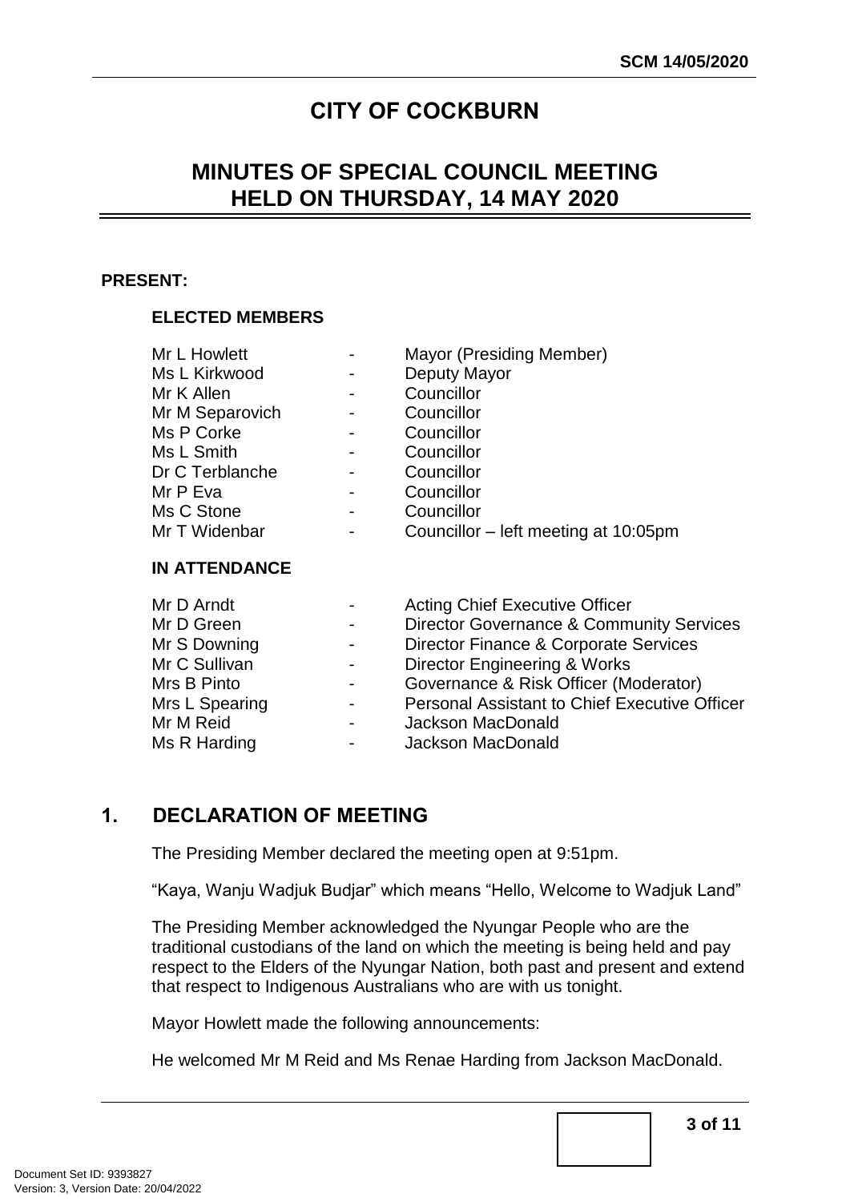# CITY OF COCKBURN

## MINUTES OF SPECIAL COUNCIL MEETING HELD ON THURSDAY, 14 MAY 2020

**PRESENT:**

**ELECTED MEMBERS**

| | | |
|---|---|---|
| Mr L Howlett | - | Mayor (Presiding Member) |
| Ms L Kirkwood | - | Deputy Mayor |
| Mr K Allen | - | Councillor |
| Mr M Separovich | - | Councillor |
| Ms P Corke | - | Councillor |
| Ms L Smith | - | Councillor |
| Dr C Terblanche | - | Councillor |
| Mr P Eva | - | Councillor |
| Ms C Stone | - | Councillor |
| Mr T Widenbar | - | Councillor – left meeting at 10:05pm |

**IN ATTENDANCE**

| | | |
|---|---|---|
| Mr D Arndt | - | Acting Chief Executive Officer |
| Mr D Green | - | Director Governance & Community Services |
| Mr S Downing | - | Director Finance & Corporate Services |
| Mr C Sullivan | - | Director Engineering & Works |
| Mrs B Pinto | - | Governance & Risk Officer (Moderator) |
| Mrs L Spearing | - | Personal Assistant to Chief Executive Officer |
| Mr M Reid | - | Jackson MacDonald |
| Ms R Harding | - | Jackson MacDonald |

## 1. DECLARATION OF MEETING

The Presiding Member declared the meeting open at 9:51pm.

"Kaya, Wanju Wadjuk Budjar" which means "Hello, Welcome to Wadjuk Land"

The Presiding Member acknowledged the Nyungar People who are the traditional custodians of the land on which the meeting is being held and pay respect to the Elders of the Nyungar Nation, both past and present and extend that respect to Indigenous Australians who are with us tonight.

Mayor Howlett made the following announcements:

He welcomed Mr M Reid and Ms Renae Harding from Jackson MacDonald.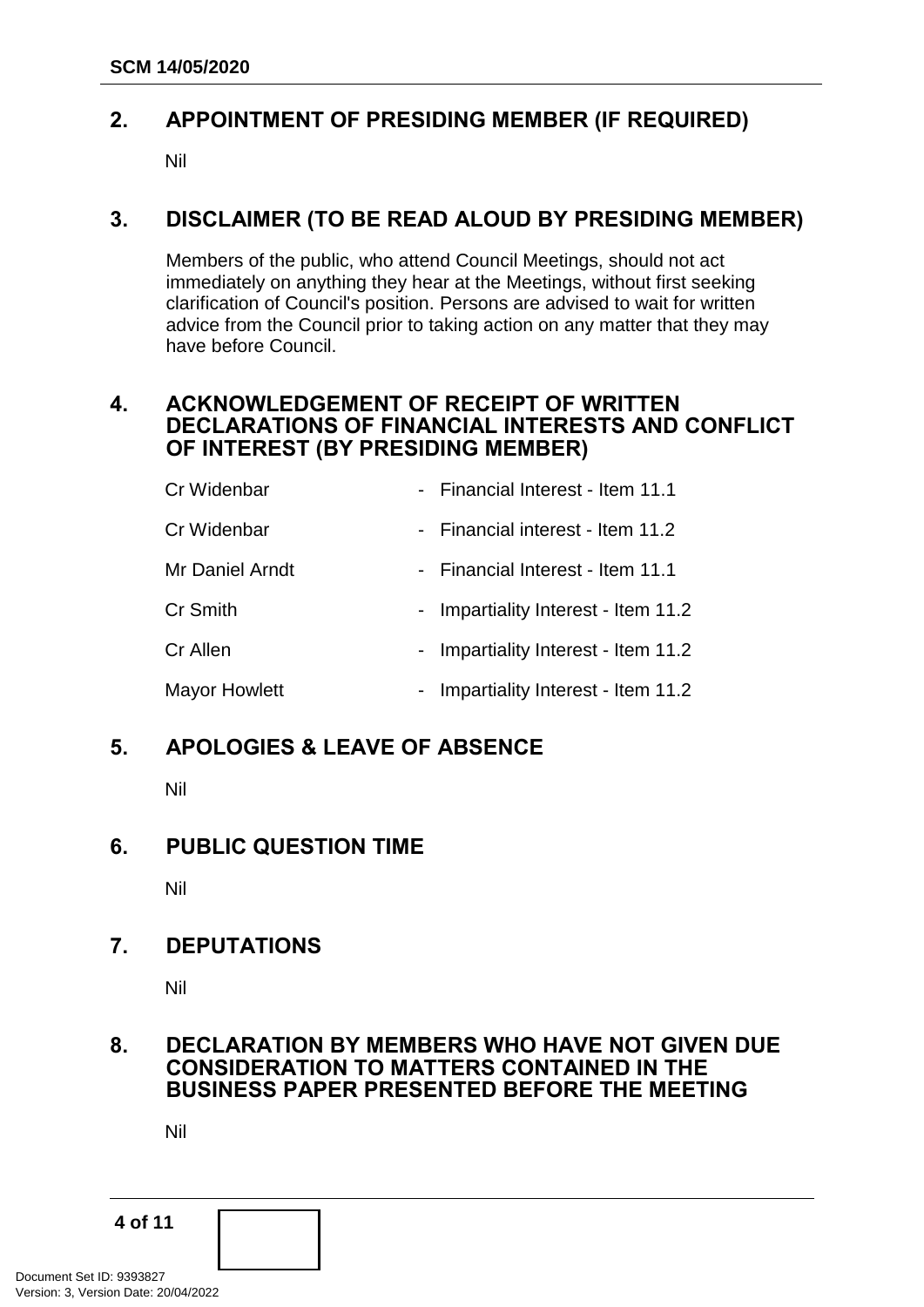## 2. APPOINTMENT OF PRESIDING MEMBER (IF REQUIRED)

Nil

## 3. DISCLAIMER (TO BE READ ALOUD BY PRESIDING MEMBER)

Members of the public, who attend Council Meetings, should not act immediately on anything they hear at the Meetings, without first seeking clarification of Council's position. Persons are advised to wait for written advice from the Council prior to taking action on any matter that they may have before Council.

## 4. ACKNOWLEDGEMENT OF RECEIPT OF WRITTEN DECLARATIONS OF FINANCIAL INTERESTS AND CONFLICT OF INTEREST (BY PRESIDING MEMBER)

| | |
|---|---|
| Cr Widenbar | - Financial Interest - Item 11.1 |
| Cr Widenbar | - Financial interest - Item 11.2 |
| Mr Daniel Arndt | - Financial Interest - Item 11.1 |
| Cr Smith | - Impartiality Interest - Item 11.2 |
| Cr Allen | - Impartiality Interest - Item 11.2 |
| Mayor Howlett | - Impartiality Interest - Item 11.2 |

## 5. APOLOGIES & LEAVE OF ABSENCE

Nil

## 6. PUBLIC QUESTION TIME

Nil

## 7. DEPUTATIONS

Nil

## 8. DECLARATION BY MEMBERS WHO HAVE NOT GIVEN DUE CONSIDERATION TO MATTERS CONTAINED IN THE BUSINESS PAPER PRESENTED BEFORE THE MEETING

Nil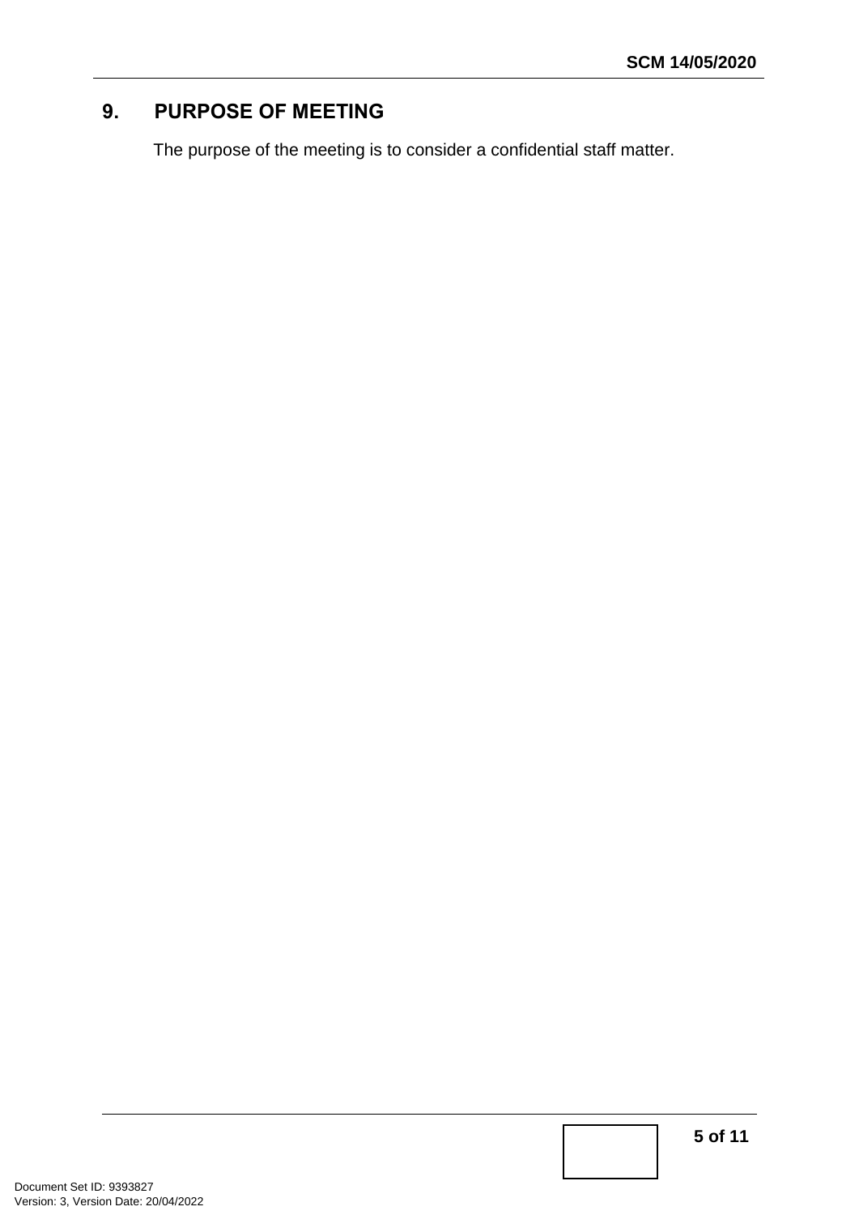## 9. PURPOSE OF MEETING

The purpose of the meeting is to consider a confidential staff matter.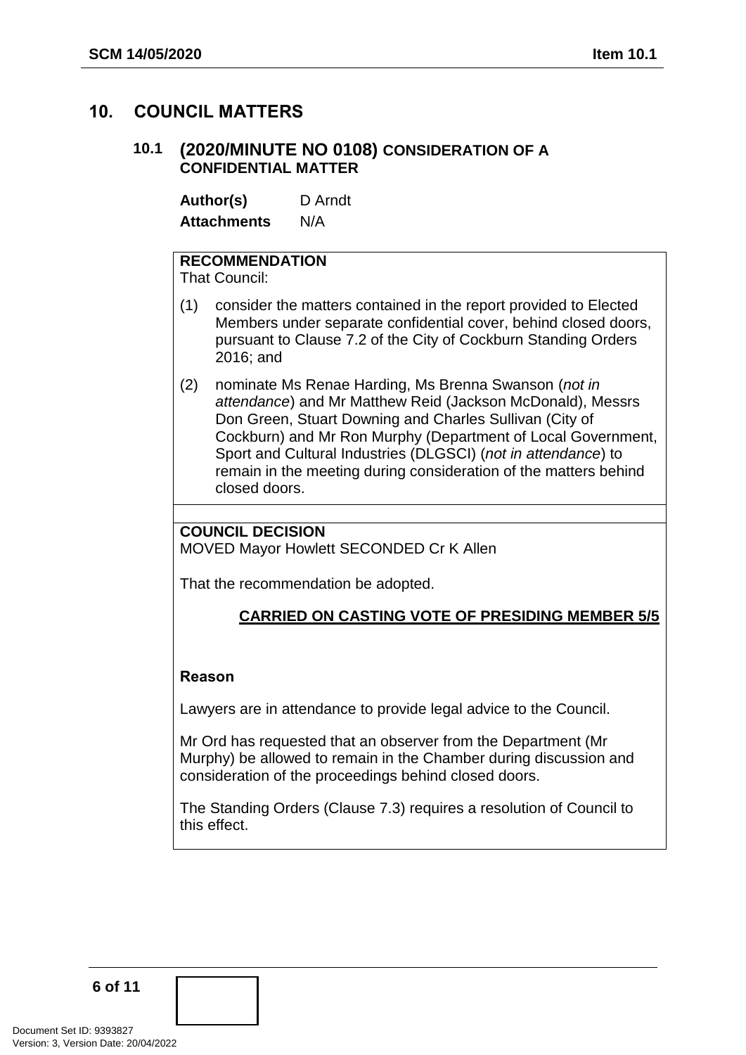## 10. COUNCIL MATTERS

### 10.1 (2020/MINUTE NO 0108) CONSIDERATION OF A CONFIDENTIAL MATTER

**Author(s)** D Arndt

**Attachments** N/A

**RECOMMENDATION**

That Council:

(1) consider the matters contained in the report provided to Elected Members under separate confidential cover, behind closed doors, pursuant to Clause 7.2 of the City of Cockburn Standing Orders 2016; and

(2) nominate Ms Renae Harding, Ms Brenna Swanson (*not in attendance*) and Mr Matthew Reid (Jackson McDonald), Messrs Don Green, Stuart Downing and Charles Sullivan (City of Cockburn) and Mr Ron Murphy (Department of Local Government, Sport and Cultural Industries (DLGSCI) (*not in attendance*) to remain in the meeting during consideration of the matters behind closed doors.

**COUNCIL DECISION**

MOVED Mayor Howlett SECONDED Cr K Allen

That the recommendation be adopted.

**CARRIED ON CASTING VOTE OF PRESIDING MEMBER 5/5**

**Reason**

Lawyers are in attendance to provide legal advice to the Council.

Mr Ord has requested that an observer from the Department (Mr Murphy) be allowed to remain in the Chamber during discussion and consideration of the proceedings behind closed doors.

The Standing Orders (Clause 7.3) requires a resolution of Council to this effect.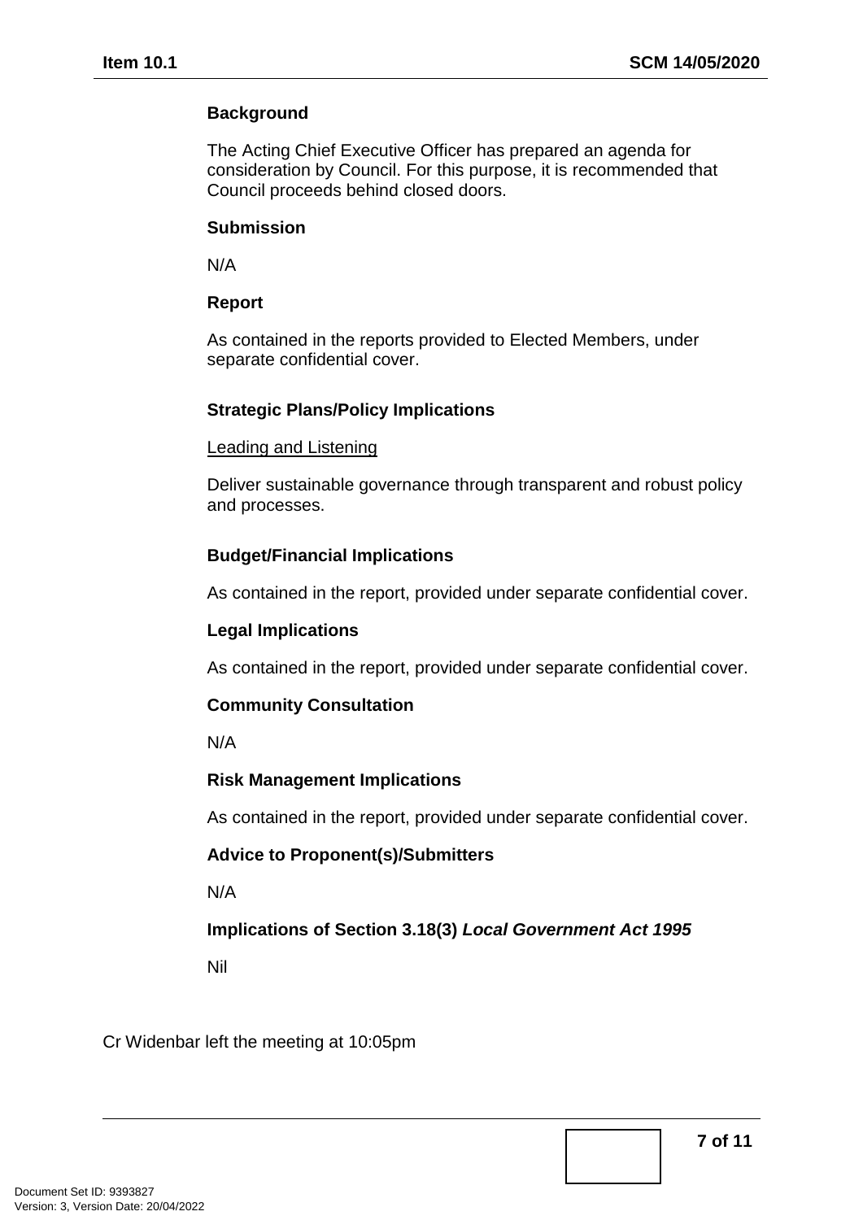**Background**

The Acting Chief Executive Officer has prepared an agenda for consideration by Council. For this purpose, it is recommended that Council proceeds behind closed doors.

**Submission**

N/A

**Report**

As contained in the reports provided to Elected Members, under separate confidential cover.

**Strategic Plans/Policy Implications**

Leading and Listening

Deliver sustainable governance through transparent and robust policy and processes.

**Budget/Financial Implications**

As contained in the report, provided under separate confidential cover.

**Legal Implications**

As contained in the report, provided under separate confidential cover.

**Community Consultation**

N/A

**Risk Management Implications**

As contained in the report, provided under separate confidential cover.

**Advice to Proponent(s)/Submitters**

N/A

**Implications of Section 3.18(3) *Local Government Act 1995***

Nil

Cr Widenbar left the meeting at 10:05pm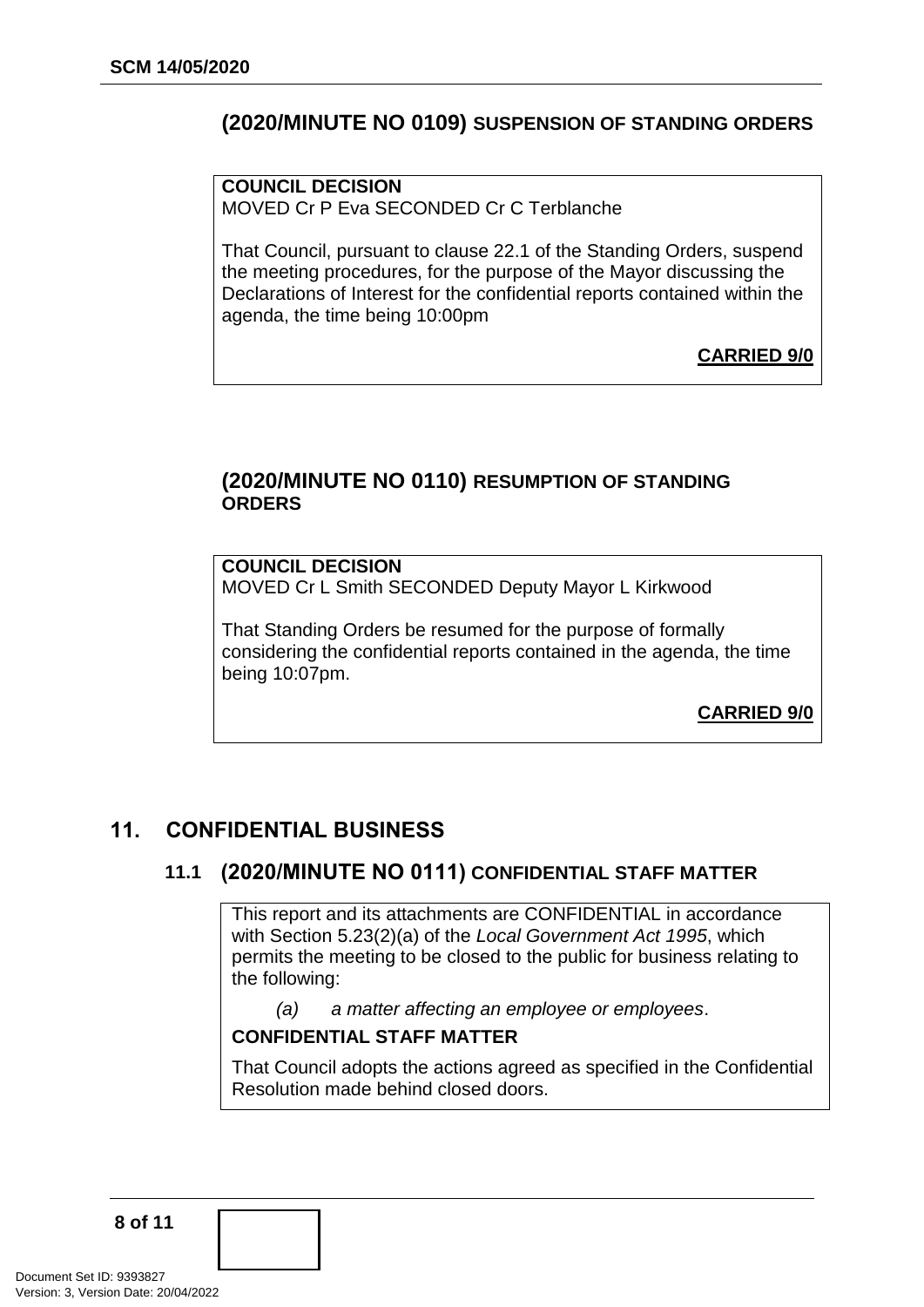## (2020/MINUTE NO 0109) SUSPENSION OF STANDING ORDERS

**COUNCIL DECISION**
MOVED Cr P Eva SECONDED Cr C Terblanche

That Council, pursuant to clause 22.1 of the Standing Orders, suspend the meeting procedures, for the purpose of the Mayor discussing the Declarations of Interest for the confidential reports contained within the agenda, the time being 10:00pm

**CARRIED 9/0**

## (2020/MINUTE NO 0110) RESUMPTION OF STANDING ORDERS

**COUNCIL DECISION**
MOVED Cr L Smith SECONDED Deputy Mayor L Kirkwood

That Standing Orders be resumed for the purpose of formally considering the confidential reports contained in the agenda, the time being 10:07pm.

**CARRIED 9/0**

# 11. CONFIDENTIAL BUSINESS

### 11.1 (2020/MINUTE NO 0111) CONFIDENTIAL STAFF MATTER

This report and its attachments are CONFIDENTIAL in accordance with Section 5.23(2)(a) of the *Local Government Act 1995*, which permits the meeting to be closed to the public for business relating to the following:

*(a) a matter affecting an employee or employees*.

**CONFIDENTIAL STAFF MATTER**

That Council adopts the actions agreed as specified in the Confidential Resolution made behind closed doors.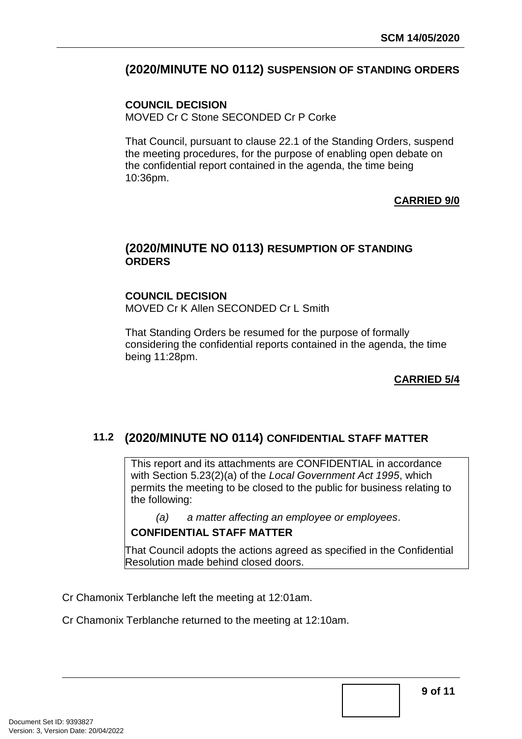## (2020/MINUTE NO 0112) SUSPENSION OF STANDING ORDERS

**COUNCIL DECISION**
MOVED Cr C Stone SECONDED Cr P Corke

That Council, pursuant to clause 22.1 of the Standing Orders, suspend the meeting procedures, for the purpose of enabling open debate on the confidential report contained in the agenda, the time being 10:36pm.

**CARRIED 9/0**

## (2020/MINUTE NO 0113) RESUMPTION OF STANDING ORDERS

**COUNCIL DECISION**
MOVED Cr K Allen SECONDED Cr L Smith

That Standing Orders be resumed for the purpose of formally considering the confidential reports contained in the agenda, the time being 11:28pm.

**CARRIED 5/4**

## 11.2 (2020/MINUTE NO 0114) CONFIDENTIAL STAFF MATTER

This report and its attachments are CONFIDENTIAL in accordance with Section 5.23(2)(a) of the *Local Government Act 1995*, which permits the meeting to be closed to the public for business relating to the following:

*(a) a matter affecting an employee or employees*.

**CONFIDENTIAL STAFF MATTER**

That Council adopts the actions agreed as specified in the Confidential Resolution made behind closed doors.

Cr Chamonix Terblanche left the meeting at 12:01am.

Cr Chamonix Terblanche returned to the meeting at 12:10am.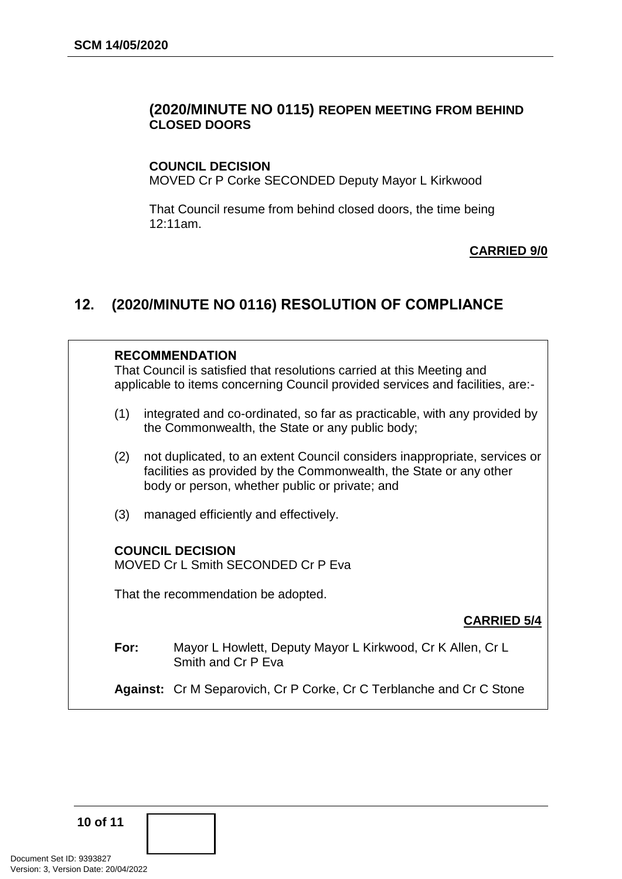### (2020/MINUTE NO 0115) REOPEN MEETING FROM BEHIND CLOSED DOORS

**COUNCIL DECISION**
MOVED Cr P Corke SECONDED Deputy Mayor L Kirkwood

That Council resume from behind closed doors, the time being 12:11am.

**CARRIED 9/0**

## 12. (2020/MINUTE NO 0116) RESOLUTION OF COMPLIANCE

**RECOMMENDATION**
That Council is satisfied that resolutions carried at this Meeting and applicable to items concerning Council provided services and facilities, are:-

(1) integrated and co-ordinated, so far as practicable, with any provided by the Commonwealth, the State or any public body;

(2) not duplicated, to an extent Council considers inappropriate, services or facilities as provided by the Commonwealth, the State or any other body or person, whether public or private; and

(3) managed efficiently and effectively.

**COUNCIL DECISION**
MOVED Cr L Smith SECONDED Cr P Eva

That the recommendation be adopted.

**CARRIED 5/4**

**For:** Mayor L Howlett, Deputy Mayor L Kirkwood, Cr K Allen, Cr L Smith and Cr P Eva

**Against:** Cr M Separovich, Cr P Corke, Cr C Terblanche and Cr C Stone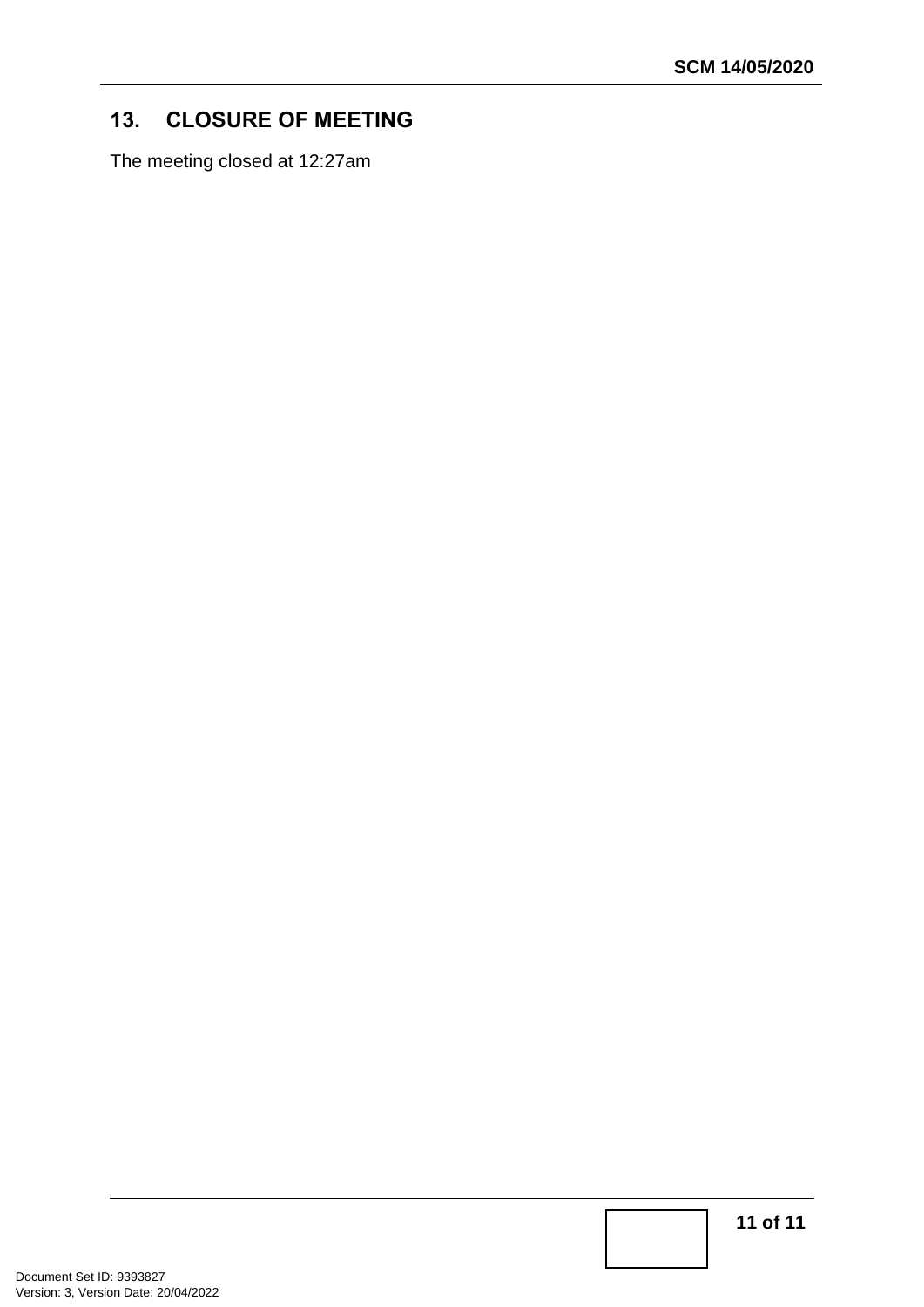## 13. CLOSURE OF MEETING

The meeting closed at 12:27am